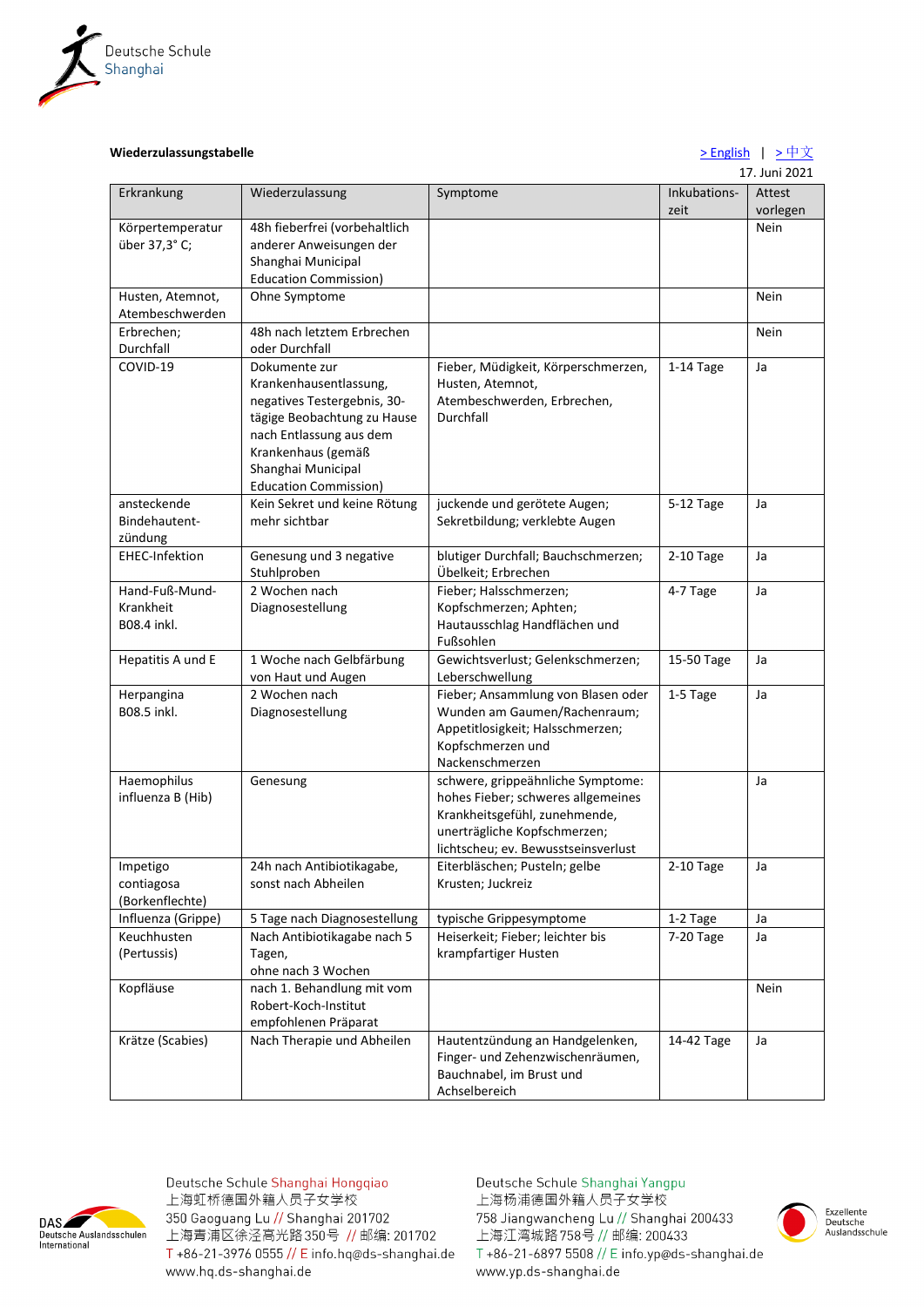Deutsche Schule Shanghai

**Wiederzulassungstabelle**

> English | > 中文

17. Juni 2021

| Erkrankung | Wiederzulassung | Symptome | Inkubations-zeit | Attest vorlegen |
|---|---|---|---|---|
| Körpertemperatur über 37,3° C; | 48h fieberfrei (vorbehaltlich anderer Anweisungen der Shanghai Municipal Education Commission) | | | Nein |
| Husten, Atemnot, Atembeschwerden | Ohne Symptome | | | Nein |
| Erbrechen; Durchfall | 48h nach letztem Erbrechen oder Durchfall | | | Nein |
| COVID-19 | Dokumente zur Krankenhausentlassung, negatives Testergebnis, 30-tägige Beobachtung zu Hause nach Entlassung aus dem Krankenhaus (gemäß Shanghai Municipal Education Commission) | Fieber, Müdigkeit, Körperschmerzen, Husten, Atemnot, Atembeschwerden, Erbrechen, Durchfall | 1-14 Tage | Ja |
| ansteckende Bindehautent-zündung | Kein Sekret und keine Rötung mehr sichtbar | juckende und gerötete Augen; Sekretbildung; verklebte Augen | 5-12 Tage | Ja |
| EHEC-Infektion | Genesung und 3 negative Stuhlproben | blutiger Durchfall; Bauchschmerzen; Übelkeit; Erbrechen | 2-10 Tage | Ja |
| Hand-Fuß-Mund-Krankheit B08.4 inkl. | 2 Wochen nach Diagnosestellung | Fieber; Halsschmerzen; Kopfschmerzen; Aphten; Hautausschlag Handflächen und Fußsohlen | 4-7 Tage | Ja |
| Hepatitis A und E | 1 Woche nach Gelbfärbung von Haut und Augen | Gewichtsverlust; Gelenkschmerzen; Leberschwellung | 15-50 Tage | Ja |
| Herpangina B08.5 inkl. | 2 Wochen nach Diagnosestellung | Fieber; Ansammlung von Blasen oder Wunden am Gaumen/Rachenraum; Appetitlosigkeit; Halsschmerzen; Kopfschmerzen und Nackenschmerzen | 1-5 Tage | Ja |
| Haemophilus influenza B (Hib) | Genesung | schwere, grippeähnliche Symptome: hohes Fieber; schweres allgemeines Krankheitsgefühl, zunehmende, unerträgliche Kopfschmerzen; lichtscheu; ev. Bewusstseinsverlust | | Ja |
| Impetigo contiagosa (Borkenflechte) | 24h nach Antibiotikagabe, sonst nach Abheilen | Eiterbläschen; Pusteln; gelbe Krusten; Juckreiz | 2-10 Tage | Ja |
| Influenza (Grippe) | 5 Tage nach Diagnosestellung | typische Grippesymptome | 1-2 Tage | Ja |
| Keuchhusten (Pertussis) | Nach Antibiotikagabe nach 5 Tagen, ohne nach 3 Wochen | Heiserkeit; Fieber; leichter bis krampfartiger Husten | 7-20 Tage | Ja |
| Kopfläuse | nach 1. Behandlung mit vom Robert-Koch-Institut empfohlenen Präparat | | | Nein |
| Krätze (Scabies) | Nach Therapie und Abheilen | Hautentzündung an Handgelenken, Finger- und Zehenzwischenräumen, Bauchnabel, im Brust und Achselbereich | 14-42 Tage | Ja |

Deutsche Schule Shanghai Hongqiao
上海虹桥德国外籍人员子女学校
350 Gaoguang Lu // Shanghai 201702
上海青浦区徐泾高光路350号 // 邮编: 201702
T +86-21-3976 0555 // E info.hq@ds-shanghai.de
www.hq.ds-shanghai.de

Deutsche Schule Shanghai Yangpu
上海杨浦德国外籍人员子女学校
758 Jiangwancheng Lu // Shanghai 200433
上海江湾城路758号 // 邮编: 200433
T +86-21-6897 5508 // E info.yp@ds-shanghai.de
www.yp.ds-shanghai.de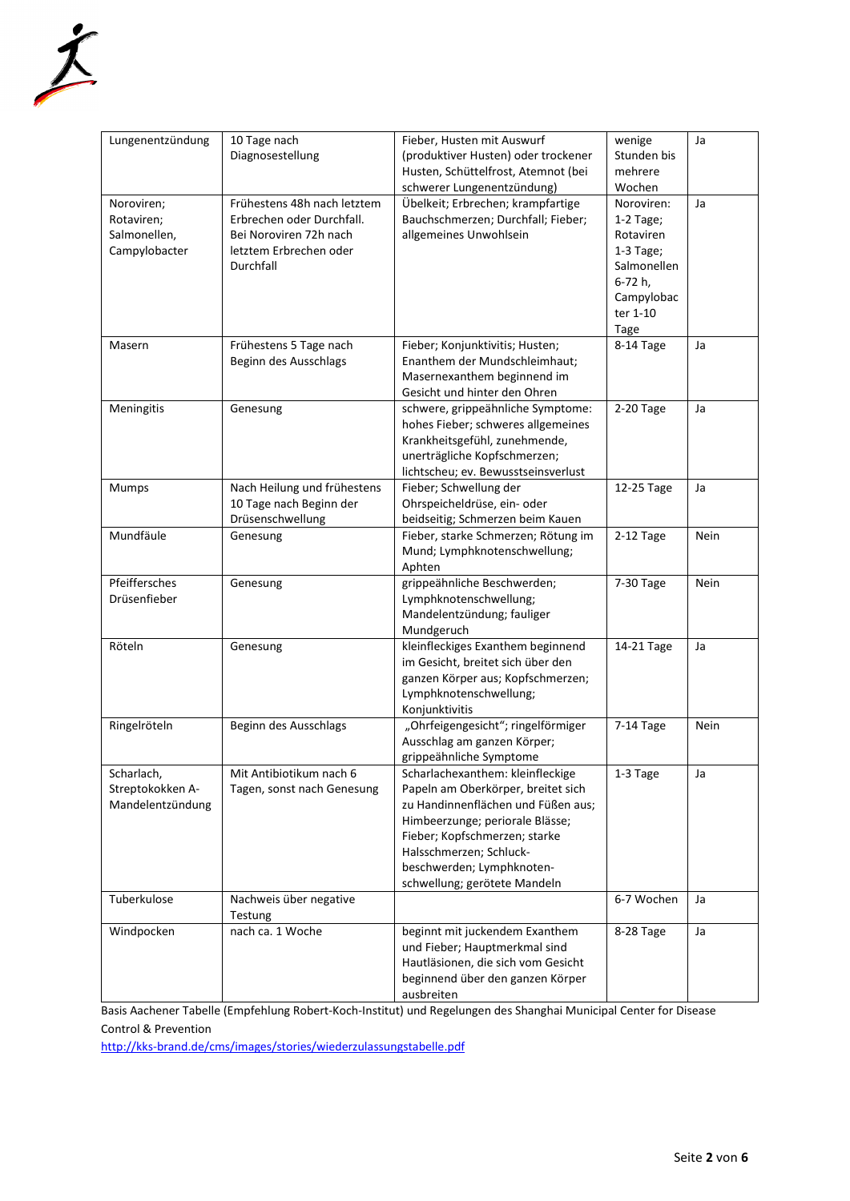| Lungenentzündung | 10 Tage nach Diagnosestellung | Fieber, Husten mit Auswurf (produktiver Husten) oder trockener Husten, Schüttelfrost, Atemnot (bei schwerer Lungenentzündung) | wenige Stunden bis mehrere Wochen | Ja |
|---|---|---|---|---|
| Noroviren; Rotaviren, Salmonellen, Campylobacter | Frühestens 48h nach letztem Erbrechen oder Durchfall. Bei Noroviren 72h nach letztem Erbrechen oder Durchfall | Übelkeit; Erbrechen; krampfartige Bauchschmerzen; Durchfall; Fieber; allgemeines Unwohlsein | Noroviren: 1-2 Tage; Rotaviren 1-3 Tage; Salmonellen 6-72 h, Campylobacter 1-10 Tage | Ja |
| Masern | Frühestens 5 Tage nach Beginn des Ausschlags | Fieber; Konjunktivitis; Husten; Enanthem der Mundschleimhaut; Masernexanthem beginnend im Gesicht und hinter den Ohren | 8-14 Tage | Ja |
| Meningitis | Genesung | schwere, grippeähnliche Symptome: hohes Fieber; schweres allgemeines Krankheitsgefühl, zunehmende, unerträgliche Kopfschmerzen; lichtscheu; ev. Bewusstseinsverlust | 2-20 Tage | Ja |
| Mumps | Nach Heilung und frühestens 10 Tage nach Beginn der Drüsenschwellung | Fieber; Schwellung der Ohrspeicheldrüse, ein- oder beidseitig; Schmerzen beim Kauen | 12-25 Tage | Ja |
| Mundfäule | Genesung | Fieber, starke Schmerzen; Rötung im Mund; Lymphknotenschwellung; Aphten | 2-12 Tage | Nein |
| Pfeiffersches Drüsenfieber | Genesung | grippeähnliche Beschwerden; Lymphknotenschwellung; Mandelentzündung; fauliger Mundgeruch | 7-30 Tage | Nein |
| Röteln | Genesung | kleinfleckiges Exanthem beginnend im Gesicht, breitet sich über den ganzen Körper aus; Kopfschmerzen; Lymphknotenschwellung; Konjunktivitis | 14-21 Tage | Ja |
| Ringelröteln | Beginn des Ausschlags | „Ohrfeigengesicht"; ringelförmiger Ausschlag am ganzen Körper; grippeähnliche Symptome | 7-14 Tage | Nein |
| Scharlach, Streptokokken A-Mandelentzündung | Mit Antibiotikum nach 6 Tagen, sonst nach Genesung | Scharlachexanthem: kleinfleckige Papeln am Oberkörper, breitet sich zu Handinnenflächen und Füßen aus; Himbeerzunge; periorale Blässe; Fieber; Kopfschmerzen; starke Halsschmerzen; Schluck-beschwerden; Lymphknoten-schwellung; gerötete Mandeln | 1-3 Tage | Ja |
| Tuberkulose | Nachweis über negative Testung | | 6-7 Wochen | Ja |
| Windpocken | nach ca. 1 Woche | beginnt mit juckendem Exanthem und Fieber; Hauptmerkmal sind Hautläsionen, die sich vom Gesicht beginnend über den ganzen Körper ausbreiten | 8-28 Tage | Ja |

Basis Aachener Tabelle (Empfehlung Robert-Koch-Institut) und Regelungen des Shanghai Municipal Center for Disease Control & Prevention

http://kks-brand.de/cms/images/stories/wiederzulassungstabelle.pdf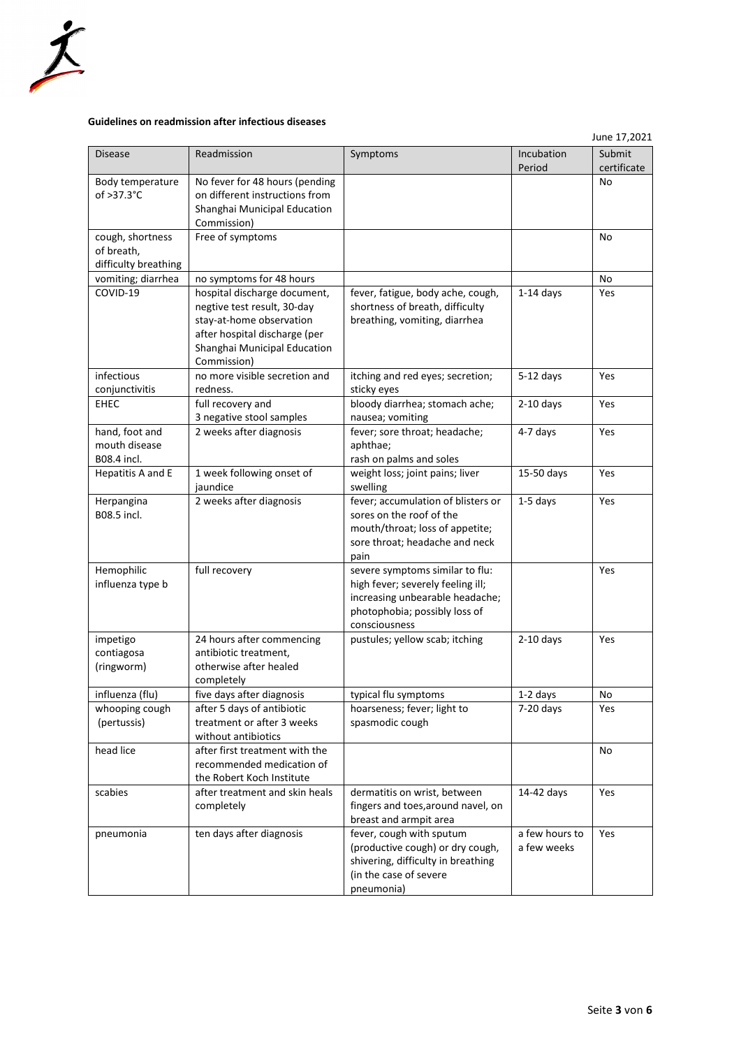**Guidelines on readmission after infectious diseases**

June 17,2021

| Disease | Readmission | Symptoms | Incubation Period | Submit certificate |
|---|---|---|---|---|
| Body temperature of >37.3°C | No fever for 48 hours (pending on different instructions from Shanghai Municipal Education Commission) | | | No |
| cough, shortness of breath, difficulty breathing | Free of symptoms | | | No |
| vomiting; diarrhea | no symptoms for 48 hours | | | No |
| COVID-19 | hospital discharge document, negtive test result, 30-day stay-at-home observation after hospital discharge (per Shanghai Municipal Education Commission) | fever, fatigue, body ache, cough, shortness of breath, difficulty breathing, vomiting, diarrhea | 1-14 days | Yes |
| infectious conjunctivitis | no more visible secretion and redness. | itching and red eyes; secretion; sticky eyes | 5-12 days | Yes |
| EHEC | full recovery and 3 negative stool samples | bloody diarrhea; stomach ache; nausea; vomiting | 2-10 days | Yes |
| hand, foot and mouth disease B08.4 incl. | 2 weeks after diagnosis | fever; sore throat; headache; aphthae; rash on palms and soles | 4-7 days | Yes |
| Hepatitis A and E | 1 week following onset of jaundice | weight loss; joint pains; liver swelling | 15-50 days | Yes |
| Herpangina B08.5 incl. | 2 weeks after diagnosis | fever; accumulation of blisters or sores on the roof of the mouth/throat; loss of appetite; sore throat; headache and neck pain | 1-5 days | Yes |
| Hemophilic influenza type b | full recovery | severe symptoms similar to flu: high fever; severely feeling ill; increasing unbearable headache; photophobia; possibly loss of consciousness | | Yes |
| impetigo contiagosa (ringworm) | 24 hours after commencing antibiotic treatment, otherwise after healed completely | pustules; yellow scab; itching | 2-10 days | Yes |
| influenza (flu) | five days after diagnosis | typical flu symptoms | 1-2 days | No |
| whooping cough (pertussis) | after 5 days of antibiotic treatment or after 3 weeks without antibiotics | hoarseness; fever; light to spasmodic cough | 7-20 days | Yes |
| head lice | after first treatment with the recommended medication of the Robert Koch Institute | | | No |
| scabies | after treatment and skin heals completely | dermatitis on wrist, between fingers and toes,around navel, on breast and armpit area | 14-42 days | Yes |
| pneumonia | ten days after diagnosis | fever, cough with sputum (productive cough) or dry cough, shivering, difficulty in breathing (in the case of severe pneumonia) | a few hours to a few weeks | Yes |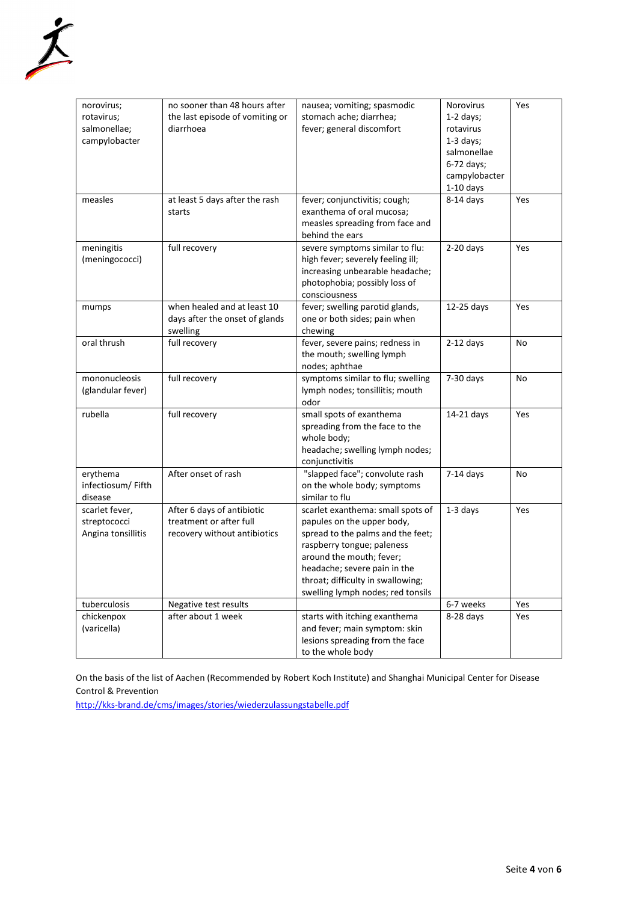| norovirus; rotavirus; salmonellae; campylobacter | no sooner than 48 hours after the last episode of vomiting or diarrhoea | nausea; vomiting; spasmodic stomach ache; diarrhea; fever; general discomfort | Norovirus 1-2 days; rotavirus 1-3 days; salmonellae 6-72 days; campylobacter 1-10 days | Yes |
|---|---|---|---|---|
| measles | at least 5 days after the rash starts | fever; conjunctivitis; cough; exanthema of oral mucosa; measles spreading from face and behind the ears | 8-14 days | Yes |
| meningitis (meningococci) | full recovery | severe symptoms similar to flu: high fever; severely feeling ill; increasing unbearable headache; photophobia; possibly loss of consciousness | 2-20 days | Yes |
| mumps | when healed and at least 10 days after the onset of glands swelling | fever; swelling parotid glands, one or both sides; pain when chewing | 12-25 days | Yes |
| oral thrush | full recovery | fever, severe pains; redness in the mouth; swelling lymph nodes; aphthae | 2-12 days | No |
| mononucleosis (glandular fever) | full recovery | symptoms similar to flu; swelling lymph nodes; tonsillitis; mouth odor | 7-30 days | No |
| rubella | full recovery | small spots of exanthema spreading from the face to the whole body; headache; swelling lymph nodes; conjunctivitis | 14-21 days | Yes |
| erythema infectiosum/ Fifth disease | After onset of rash | "slapped face"; convolute rash on the whole body; symptoms similar to flu | 7-14 days | No |
| scarlet fever, streptococci Angina tonsillitis | After 6 days of antibiotic treatment or after full recovery without antibiotics | scarlet exanthema: small spots of papules on the upper body, spread to the palms and the feet; raspberry tongue; paleness around the mouth; fever; headache; severe pain in the throat; difficulty in swallowing; swelling lymph nodes; red tonsils | 1-3 days | Yes |
| tuberculosis | Negative test results | | 6-7 weeks | Yes |
| chickenpox (varicella) | after about 1 week | starts with itching exanthema and fever; main symptom: skin lesions spreading from the face to the whole body | 8-28 days | Yes |

On the basis of the list of Aachen (Recommended by Robert Koch Institute) and Shanghai Municipal Center for Disease Control & Prevention

http://kks-brand.de/cms/images/stories/wiederzulassungstabelle.pdf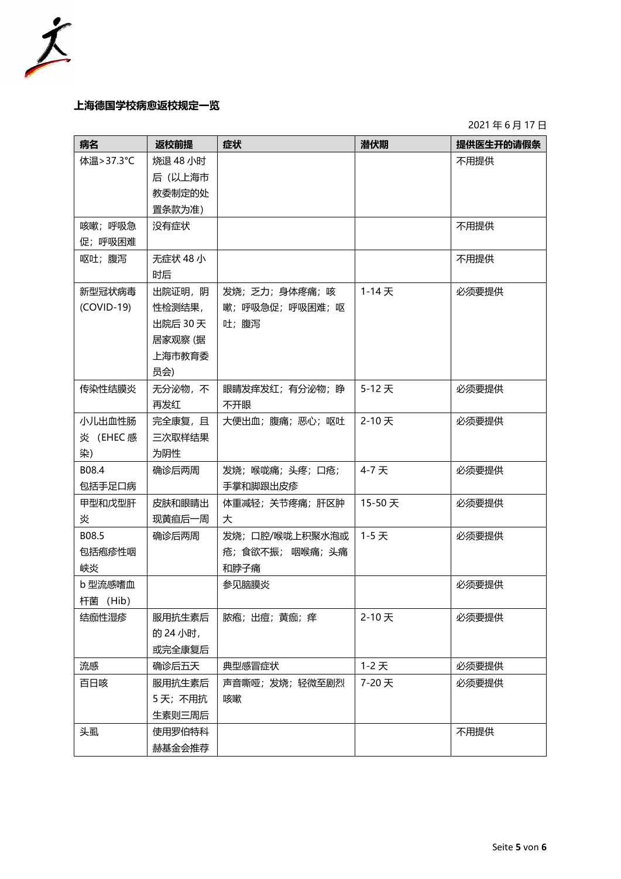**上海德国学校病愈返校规定一览**

2021 年 6 月 17 日

| 病名 | 返校前提 | 症状 | 潜伏期 | 提供医生开的请假条 |
|---|---|---|---|---|
| 体温>37.3°C | 烧退 48 小时后（以上海市教委制定的处置条款为准） | | | 不用提供 |
| 咳嗽；呼吸急促；呼吸困难 | 没有症状 | | | 不用提供 |
| 呕吐；腹泻 | 无症状 48 小时后 | | | 不用提供 |
| 新型冠状病毒 (COVID-19) | 出院证明，阴性检测结果，出院后 30 天居家观察 (据上海市教育委员会) | 发烧；乏力；身体疼痛；咳嗽；呼吸急促；呼吸困难；呕吐；腹泻 | 1-14 天 | 必须要提供 |
| 传染性结膜炎 | 无分泌物，不再发红 | 眼睛发痒发红；有分泌物；睁不开眼 | 5-12 天 | 必须要提供 |
| 小儿出血性肠炎 （EHEC 感染） | 完全康复，且三次取样结果为阴性 | 大便出血；腹痛；恶心；呕吐 | 2-10 天 | 必须要提供 |
| B08.4 包括手足口病 | 确诊后两周 | 发烧；喉咙痛；头疼；口疮；手掌和脚跟出皮疹 | 4-7 天 | 必须要提供 |
| 甲型和戊型肝炎 | 皮肤和眼睛出现黄疸后一周 | 体重减轻；关节疼痛；肝区肿大 | 15-50 天 | 必须要提供 |
| B08.5 包括疱疹性咽峡炎 | 确诊后两周 | 发烧；口腔/喉咙上积聚水泡或疮；食欲不振； 咽喉痛；头痛和脖子痛 | 1-5 天 | 必须要提供 |
| b 型流感嗜血杆菌 （Hib） | | 参见脑膜炎 | | 必须要提供 |
| 结痂性湿疹 | 服用抗生素后的 24 小时，或完全康复后 | 脓疱；出痘；黄痂；痒 | 2-10 天 | 必须要提供 |
| 流感 | 确诊后五天 | 典型感冒症状 | 1-2 天 | 必须要提供 |
| 百日咳 | 服用抗生素后 5 天；不用抗生素则三周后 | 声音嘶哑；发烧；轻微至剧烈咳嗽 | 7-20 天 | 必须要提供 |
| 头虱 | 使用罗伯特科赫基金会推荐 | | | 不用提供 |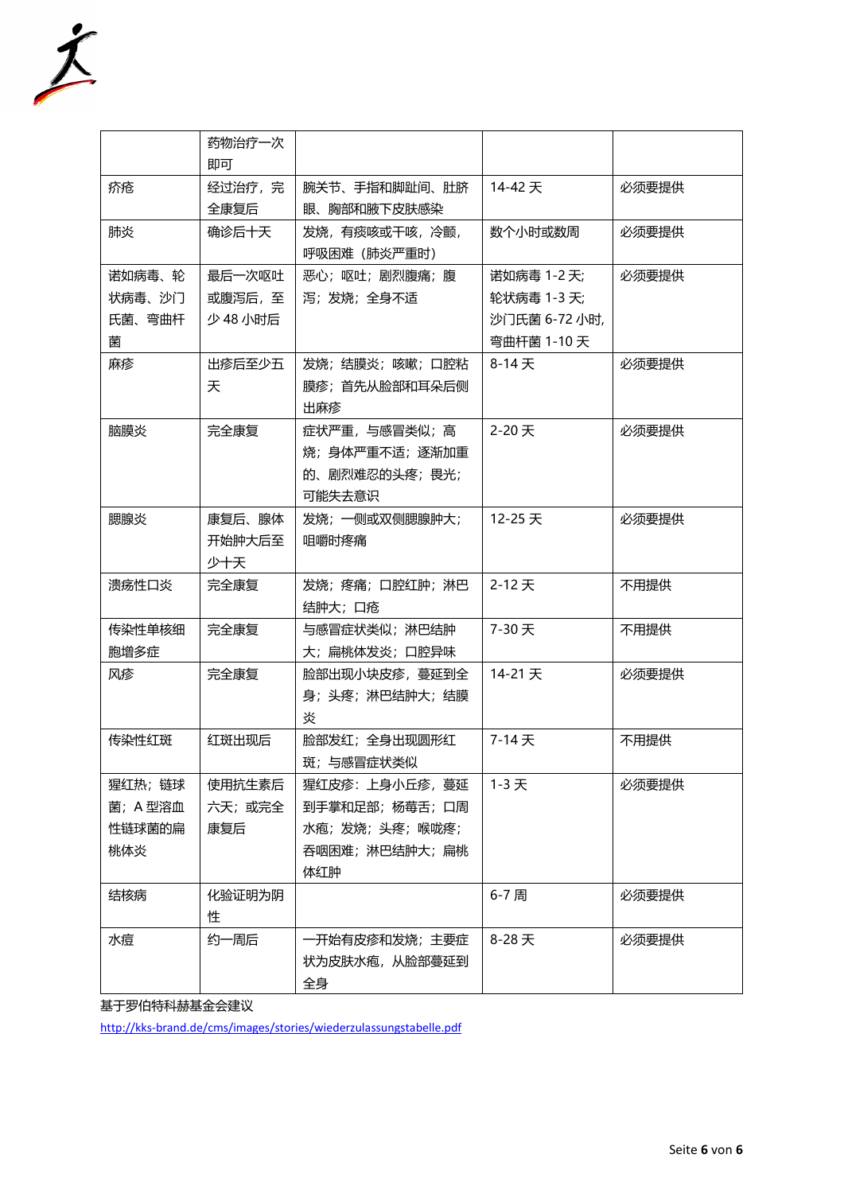| | | | | |
|---|---|---|---|---|
| | 药物治疗一次即可 | | | |
| 疥疮 | 经过治疗，完全康复后 | 腕关节、手指和脚趾间、肚脐眼、胸部和腋下皮肤感染 | 14-42 天 | 必须要提供 |
| 肺炎 | 确诊后十天 | 发烧，有痰咳或干咳，冷颤，呼吸困难（肺炎严重时） | 数个小时或数周 | 必须要提供 |
| 诺如病毒、轮状病毒、沙门氏菌、弯曲杆菌 | 最后一次呕吐或腹泻后，至少 48 小时后 | 恶心；呕吐；剧烈腹痛；腹泻；发烧；全身不适 | 诺如病毒 1-2 天;<br>轮状病毒 1-3 天;<br>沙门氏菌 6-72 小时,<br>弯曲杆菌 1-10 天 | 必须要提供 |
| 麻疹 | 出疹后至少五天 | 发烧；结膜炎；咳嗽；口腔粘膜疹；首先从脸部和耳朵后侧出麻疹 | 8-14 天 | 必须要提供 |
| 脑膜炎 | 完全康复 | 症状严重，与感冒类似；高烧；身体严重不适；逐渐加重的、剧烈难忍的头疼；畏光；可能失去意识 | 2-20 天 | 必须要提供 |
| 腮腺炎 | 康复后、腺体开始肿大后至少十天 | 发烧；一侧或双侧腮腺肿大；咀嚼时疼痛 | 12-25 天 | 必须要提供 |
| 溃疡性口炎 | 完全康复 | 发烧；疼痛；口腔红肿；淋巴结肿大；口疮 | 2-12 天 | 不用提供 |
| 传染性单核细胞增多症 | 完全康复 | 与感冒症状类似；淋巴结肿大；扁桃体发炎；口腔异味 | 7-30 天 | 不用提供 |
| 风疹 | 完全康复 | 脸部出现小块皮疹，蔓延到全身；头疼；淋巴结肿大；结膜炎 | 14-21 天 | 必须要提供 |
| 传染性红斑 | 红斑出现后 | 脸部发红；全身出现圆形红斑；与感冒症状类似 | 7-14 天 | 不用提供 |
| 猩红热；链球菌；A 型溶血性链球菌的扁桃体炎 | 使用抗生素后六天；或完全康复后 | 猩红皮疹：上身小丘疹，蔓延到手掌和足部；杨莓舌；口周水疱；发烧；头疼；喉咙疼；吞咽困难；淋巴结肿大；扁桃体红肿 | 1-3 天 | 必须要提供 |
| 结核病 | 化验证明为阴性 | | 6-7 周 | 必须要提供 |
| 水痘 | 约一周后 | 一开始有皮疹和发烧；主要症状为皮肤水疱，从脸部蔓延到全身 | 8-28 天 | 必须要提供 |

基于罗伯特科赫基金会建议

http://kks-brand.de/cms/images/stories/wiederzulassungstabelle.pdf